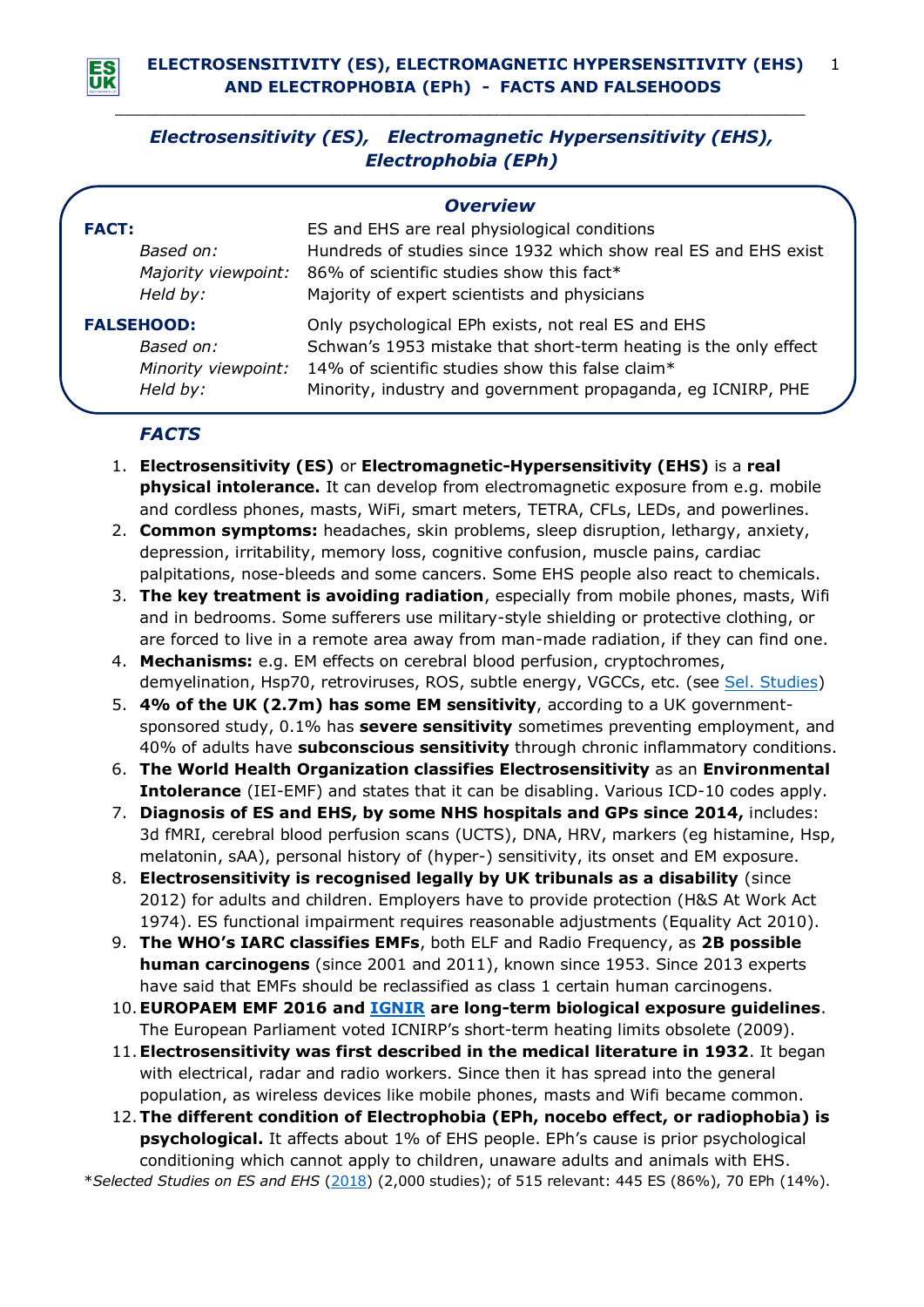## Electrosensitivity (ES), Electromagnetic Hypersensitivity (EHS), Electrophobia (EPh)

### Overview

| | |
|---|---|
| **FACT:** | ES and EHS are real physiological conditions |
| *Based on:* | Hundreds of studies since 1932 which show real ES and EHS exist |
| *Majority viewpoint:* | 86% of scientific studies show this fact* |
| *Held by:* | Majority of expert scientists and physicians |
| **FALSEHOOD:** | Only psychological EPh exists, not real ES and EHS |
| *Based on:* | Schwan's 1953 mistake that short-term heating is the only effect |
| *Minority viewpoint:* | 14% of scientific studies show this false claim* |
| *Held by:* | Minority, industry and government propaganda, eg ICNIRP, PHE |

### *FACTS*

1. **Electrosensitivity (ES)** or **Electromagnetic-Hypersensitivity (EHS)** is a **real physical intolerance.** It can develop from electromagnetic exposure from e.g. mobile and cordless phones, masts, WiFi, smart meters, TETRA, CFLs, LEDs, and powerlines.
2. **Common symptoms:** headaches, skin problems, sleep disruption, lethargy, anxiety, depression, irritability, memory loss, cognitive confusion, muscle pains, cardiac palpitations, nose-bleeds and some cancers. Some EHS people also react to chemicals.
3. **The key treatment is avoiding radiation**, especially from mobile phones, masts, Wifi and in bedrooms. Some sufferers use military-style shielding or protective clothing, or are forced to live in a remote area away from man-made radiation, if they can find one.
4. **Mechanisms:** e.g. EM effects on cerebral blood perfusion, cryptochromes, demyelination, Hsp70, retroviruses, ROS, subtle energy, VGCCs, etc. (see Sel. Studies)
5. **4% of the UK (2.7m) has some EM sensitivity**, according to a UK government-sponsored study, 0.1% has **severe sensitivity** sometimes preventing employment, and 40% of adults have **subconscious sensitivity** through chronic inflammatory conditions.
6. **The World Health Organization classifies Electrosensitivity** as an **Environmental Intolerance** (IEI-EMF) and states that it can be disabling. Various ICD-10 codes apply.
7. **Diagnosis of ES and EHS, by some NHS hospitals and GPs since 2014,** includes: 3d fMRI, cerebral blood perfusion scans (UCTS), DNA, HRV, markers (eg histamine, Hsp, melatonin, sAA), personal history of (hyper-) sensitivity, its onset and EM exposure.
8. **Electrosensitivity is recognised legally by UK tribunals as a disability** (since 2012) for adults and children. Employers have to provide protection (H&S At Work Act 1974). ES functional impairment requires reasonable adjustments (Equality Act 2010).
9. **The WHO's IARC classifies EMFs**, both ELF and Radio Frequency, as **2B possible human carcinogens** (since 2001 and 2011), known since 1953. Since 2013 experts have said that EMFs should be reclassified as class 1 certain human carcinogens.
10. **EUROPAEM EMF 2016 and IGNIR are long-term biological exposure guidelines**. The European Parliament voted ICNIRP's short-term heating limits obsolete (2009).
11. **Electrosensitivity was first described in the medical literature in 1932**. It began with electrical, radar and radio workers. Since then it has spread into the general population, as wireless devices like mobile phones, masts and Wifi became common.
12. **The different condition of Electrophobia (EPh, nocebo effect, or radiophobia) is psychological.** It affects about 1% of EHS people. EPh's cause is prior psychological conditioning which cannot apply to children, unaware adults and animals with EHS.

**Selected Studies on ES and EHS* (2018) (2,000 studies); of 515 relevant: 445 ES (86%), 70 EPh (14%).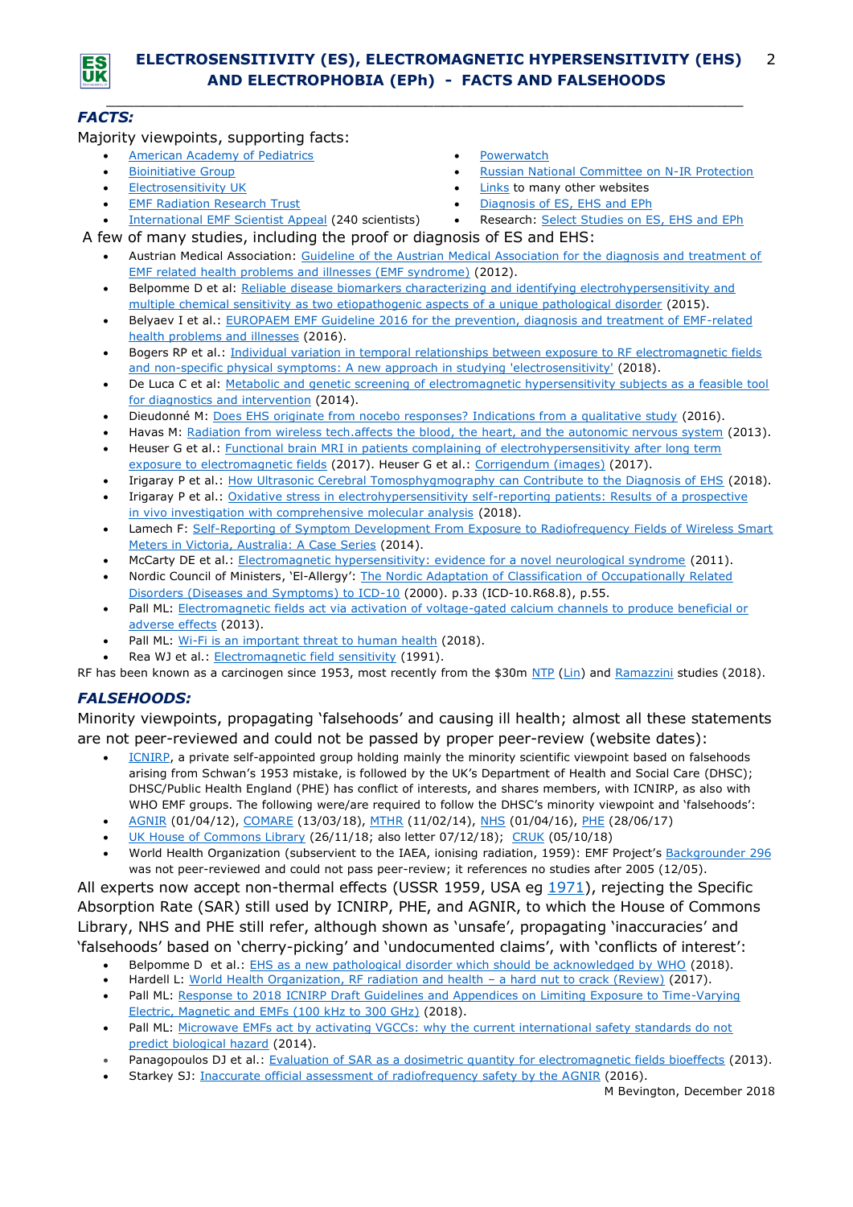# ELECTROSENSITIVITY (ES), ELECTROMAGNETIC HYPERSENSITIVITY (EHS) AND ELECTROPHOBIA (EPh) - FACTS AND FALSEHOODS

## *FACTS:*

Majority viewpoints, supporting facts:

- American Academy of Pediatrics
- Bioinitiative Group
- Electrosensitivity UK
- EMF Radiation Research Trust
- International EMF Scientist Appeal (240 scientists)
- Powerwatch
- Russian National Committee on N-IR Protection
- Links to many other websites
- Diagnosis of ES, EHS and EPh
- Research: Select Studies on ES, EHS and EPh

A few of many studies, including the proof or diagnosis of ES and EHS:

- Austrian Medical Association: Guideline of the Austrian Medical Association for the diagnosis and treatment of EMF related health problems and illnesses (EMF syndrome) (2012).
- Belpomme D et al: Reliable disease biomarkers characterizing and identifying electrohypersensitivity and multiple chemical sensitivity as two etiopathogenic aspects of a unique pathological disorder (2015).
- Belyaev I et al.: EUROPAEM EMF Guideline 2016 for the prevention, diagnosis and treatment of EMF-related health problems and illnesses (2016).
- Bogers RP et al.: Individual variation in temporal relationships between exposure to RF electromagnetic fields and non-specific physical symptoms: A new approach in studying 'electrosensitivity' (2018).
- De Luca C et al: Metabolic and genetic screening of electromagnetic hypersensitivity subjects as a feasible tool for diagnostics and intervention (2014).
- Dieudonné M: Does EHS originate from nocebo responses? Indications from a qualitative study (2016).
- Havas M: Radiation from wireless tech.affects the blood, the heart, and the autonomic nervous system (2013).
- Heuser G et al.: Functional brain MRI in patients complaining of electrohypersensitivity after long term exposure to electromagnetic fields (2017). Heuser G et al.: Corrigendum (images) (2017).
- Irigaray P et al.: How Ultrasonic Cerebral Tomosphygmography can Contribute to the Diagnosis of EHS (2018).
- Irigaray P et al.: Oxidative stress in electrohypersensitivity self-reporting patients: Results of a prospective in vivo investigation with comprehensive molecular analysis (2018).
- Lamech F: Self-Reporting of Symptom Development From Exposure to Radiofrequency Fields of Wireless Smart Meters in Victoria, Australia: A Case Series (2014).
- McCarty DE et al.: Electromagnetic hypersensitivity: evidence for a novel neurological syndrome (2011).
- Nordic Council of Ministers, 'El-Allergy': The Nordic Adaptation of Classification of Occupationally Related Disorders (Diseases and Symptoms) to ICD-10 (2000). p.33 (ICD-10.R68.8), p.55.
- Pall ML: Electromagnetic fields act via activation of voltage-gated calcium channels to produce beneficial or adverse effects (2013).
- Pall ML: Wi-Fi is an important threat to human health (2018).
- Rea WJ et al.: Electromagnetic field sensitivity (1991).

RF has been known as a carcinogen since 1953, most recently from the $30m NTP (Lin) and Ramazzini studies (2018).

## *FALSEHOODS:*

Minority viewpoints, propagating 'falsehoods' and causing ill health; almost all these statements are not peer-reviewed and could not be passed by proper peer-review (website dates):

- ICNIRP, a private self-appointed group holding mainly the minority scientific viewpoint based on falsehoods arising from Schwan's 1953 mistake, is followed by the UK's Department of Health and Social Care (DHSC); DHSC/Public Health England (PHE) has conflict of interests, and shares members, with ICNIRP, as also with WHO EMF groups. The following were/are required to follow the DHSC's minority viewpoint and 'falsehoods':
- AGNIR (01/04/12), COMARE (13/03/18), MTHR (11/02/14), NHS (01/04/16), PHE (28/06/17)
- UK House of Commons Library (26/11/18; also letter 07/12/18); CRUK (05/10/18)
- World Health Organization (subservient to the IAEA, ionising radiation, 1959): EMF Project's Backgrounder 296 was not peer-reviewed and could not pass peer-review; it references no studies after 2005 (12/05).

All experts now accept non-thermal effects (USSR 1959, USA eg 1971), rejecting the Specific Absorption Rate (SAR) still used by ICNIRP, PHE, and AGNIR, to which the House of Commons Library, NHS and PHE still refer, although shown as 'unsafe', propagating 'inaccuracies' and 'falsehoods' based on 'cherry-picking' and 'undocumented claims', with 'conflicts of interest':

- Belpomme D et al.: EHS as a new pathological disorder which should be acknowledged by WHO (2018).
- Hardell L: World Health Organization, RF radiation and health – a hard nut to crack (Review) (2017).
- Pall ML: Response to 2018 ICNIRP Draft Guidelines and Appendices on Limiting Exposure to Time-Varying Electric, Magnetic and EMFs (100 kHz to 300 GHz) (2018).
- Pall ML: Microwave EMFs act by activating VGCCs: why the current international safety standards do not predict biological hazard (2014).
- Panagopoulos DJ et al.: Evaluation of SAR as a dosimetric quantity for electromagnetic fields bioeffects (2013).
- Starkey SJ: Inaccurate official assessment of radiofrequency safety by the AGNIR (2016).

M Bevington, December 2018